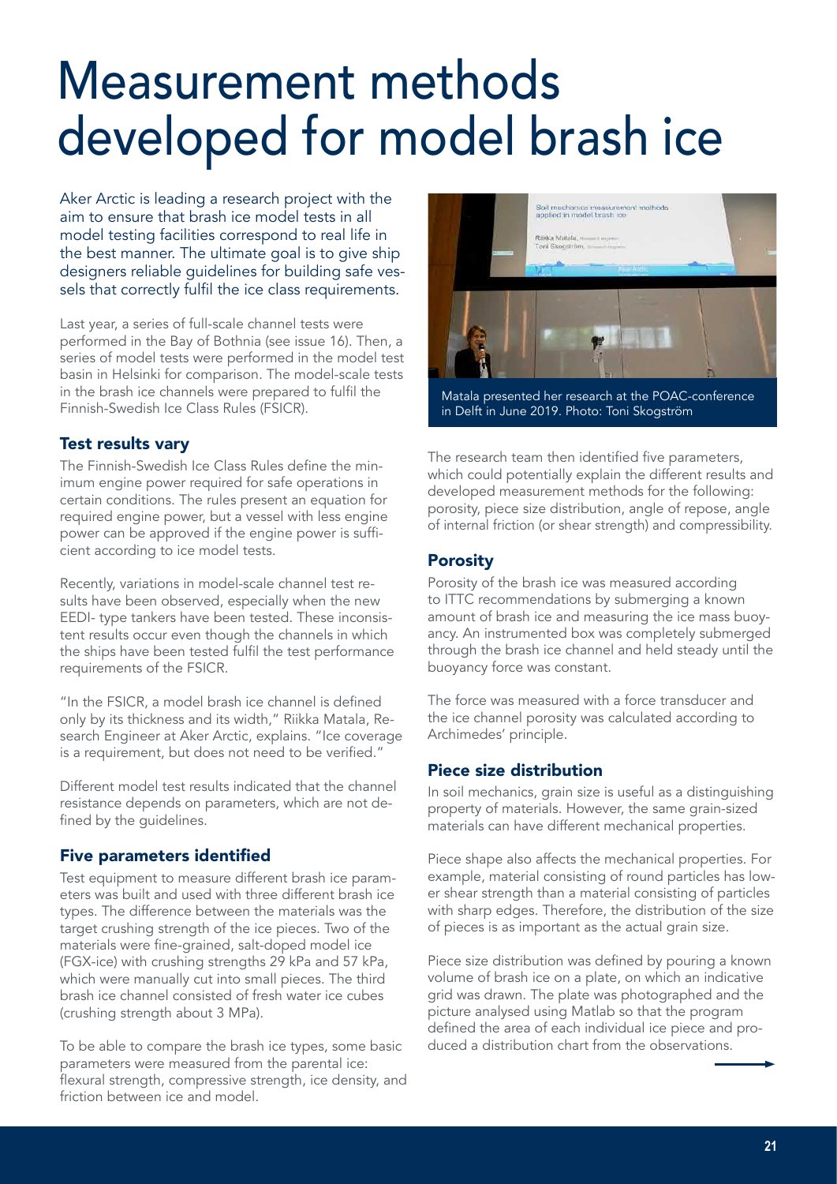# Measurement methods developed for model brash ice

Aker Arctic is leading a research project with the aim to ensure that brash ice model tests in all model testing facilities correspond to real life in the best manner. The ultimate goal is to give ship designers reliable guidelines for building safe vessels that correctly fulfil the ice class requirements.

Last year, a series of full-scale channel tests were performed in the Bay of Bothnia (see issue 16). Then, a series of model tests were performed in the model test basin in Helsinki for comparison. The model-scale tests in the brash ice channels were prepared to fulfil the Finnish-Swedish Ice Class Rules (FSICR).

## Test results vary

The Finnish-Swedish Ice Class Rules define the minimum engine power required for safe operations in certain conditions. The rules present an equation for required engine power, but a vessel with less engine power can be approved if the engine power is sufficient according to ice model tests.

Recently, variations in model-scale channel test results have been observed, especially when the new EEDI- type tankers have been tested. These inconsistent results occur even though the channels in which the ships have been tested fulfil the test performance requirements of the FSICR.

"In the FSICR, a model brash ice channel is defined only by its thickness and its width," Riikka Matala, Research Engineer at Aker Arctic, explains. "Ice coverage is a requirement, but does not need to be verified."

Different model test results indicated that the channel resistance depends on parameters, which are not defined by the guidelines.

## Five parameters identified

Test equipment to measure different brash ice parameters was built and used with three different brash ice types. The difference between the materials was the target crushing strength of the ice pieces. Two of the materials were fine-grained, salt-doped model ice (FGX-ice) with crushing strengths 29 kPa and 57 kPa, which were manually cut into small pieces. The third brash ice channel consisted of fresh water ice cubes (crushing strength about 3 MPa).

To be able to compare the brash ice types, some basic parameters were measured from the parental ice: flexural strength, compressive strength, ice density, and friction between ice and model.

Matala presented her research at the POAC-conference in Delft in June 2019. Photo: Toni Skogström

The research team then identified five parameters, which could potentially explain the different results and developed measurement methods for the following: porosity, piece size distribution, angle of repose, angle of internal friction (or shear strength) and compressibility.

## Porosity

Porosity of the brash ice was measured according to ITTC recommendations by submerging a known amount of brash ice and measuring the ice mass buoyancy. An instrumented box was completely submerged through the brash ice channel and held steady until the buoyancy force was constant.

The force was measured with a force transducer and the ice channel porosity was calculated according to Archimedes' principle.

## Piece size distribution

In soil mechanics, grain size is useful as a distinguishing property of materials. However, the same grain-sized materials can have different mechanical properties.

Piece shape also affects the mechanical properties. For example, material consisting of round particles has lower shear strength than a material consisting of particles with sharp edges. Therefore, the distribution of the size of pieces is as important as the actual grain size.

Piece size distribution was defined by pouring a known volume of brash ice on a plate, on which an indicative grid was drawn. The plate was photographed and the picture analysed using Matlab so that the program defined the area of each individual ice piece and produced a distribution chart from the observations.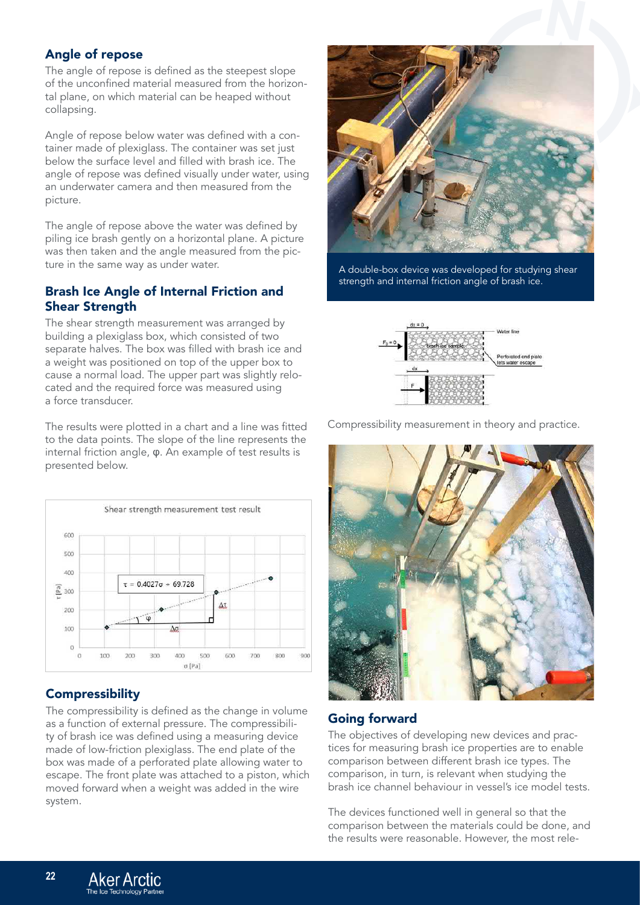## Angle of repose

The angle of repose is defined as the steepest slope of the unconfined material measured from the horizontal plane, on which material can be heaped without collapsing.

Angle of repose below water was defined with a container made of plexiglass. The container was set just below the surface level and filled with brash ice. The angle of repose was defined visually under water, using an underwater camera and then measured from the picture.

The angle of repose above the water was defined by piling ice brash gently on a horizontal plane. A picture was then taken and the angle measured from the picture in the same way as under water.

## Brash Ice Angle of Internal Friction and Shear Strength

The shear strength measurement was arranged by building a plexiglass box, which consisted of two separate halves. The box was filled with brash ice and a weight was positioned on top of the upper box to cause a normal load. The upper part was slightly relocated and the required force was measured using a force transducer.

The results were plotted in a chart and a line was fitted to the data points. The slope of the line represents the internal friction angle, φ. An example of test results is presented below.

Shear strength measurement test result

$\tau = 0.4027\sigma + 69.728$

## Compressibility

The compressibility is defined as the change in volume as a function of external pressure. The compressibility of brash ice was defined using a measuring device made of low-friction plexiglass. The end plate of the box was made of a perforated plate allowing water to escape. The front plate was attached to a piston, which moved forward when a weight was added in the wire system.

A double-box device was developed for studying shear strength and internal friction angle of brash ice.

Compressibility measurement in theory and practice.

## Going forward

The objectives of developing new devices and practices for measuring brash ice properties are to enable comparison between different brash ice types. The comparison, in turn, is relevant when studying the brash ice channel behaviour in vessel's ice model tests.

The devices functioned well in general so that the comparison between the materials could be done, and the results were reasonable. However, the most rele-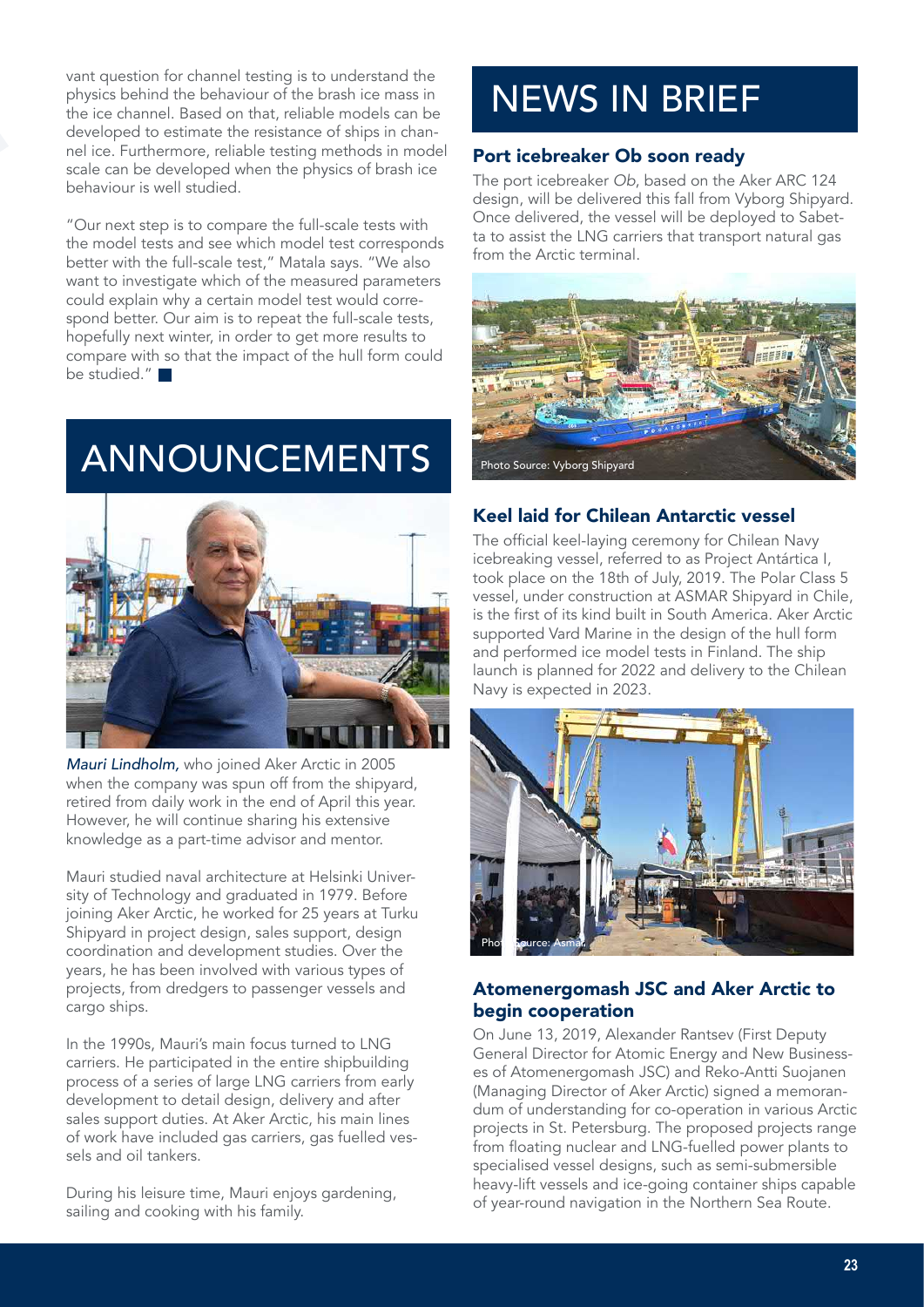vant question for channel testing is to understand the physics behind the behaviour of the brash ice mass in the ice channel. Based on that, reliable models can be developed to estimate the resistance of ships in channel ice. Furthermore, reliable testing methods in model scale can be developed when the physics of brash ice behaviour is well studied.

"Our next step is to compare the full-scale tests with the model tests and see which model test corresponds better with the full-scale test," Matala says. "We also want to investigate which of the measured parameters could explain why a certain model test would correspond better. Our aim is to repeat the full-scale tests, hopefully next winter, in order to get more results to compare with so that the impact of the hull form could be studied."

# ANNOUNCEMENTS

*Mauri Lindholm,* who joined Aker Arctic in 2005 when the company was spun off from the shipyard, retired from daily work in the end of April this year. However, he will continue sharing his extensive knowledge as a part-time advisor and mentor.

Mauri studied naval architecture at Helsinki University of Technology and graduated in 1979. Before joining Aker Arctic, he worked for 25 years at Turku Shipyard in project design, sales support, design coordination and development studies. Over the years, he has been involved with various types of projects, from dredgers to passenger vessels and cargo ships.

In the 1990s, Mauri's main focus turned to LNG carriers. He participated in the entire shipbuilding process of a series of large LNG carriers from early development to detail design, delivery and after sales support duties. At Aker Arctic, his main lines of work have included gas carriers, gas fuelled vessels and oil tankers.

During his leisure time, Mauri enjoys gardening, sailing and cooking with his family.

# NEWS IN BRIEF

## Port icebreaker Ob soon ready

The port icebreaker *Ob*, based on the Aker ARC 124 design, will be delivered this fall from Vyborg Shipyard. Once delivered, the vessel will be deployed to Sabetta to assist the LNG carriers that transport natural gas from the Arctic terminal.

Photo Source: Vyborg Shipyard

## Keel laid for Chilean Antarctic vessel

The official keel-laying ceremony for Chilean Navy icebreaking vessel, referred to as Project Antártica I, took place on the 18th of July, 2019. The Polar Class 5 vessel, under construction at ASMAR Shipyard in Chile, is the first of its kind built in South America. Aker Arctic supported Vard Marine in the design of the hull form and performed ice model tests in Finland. The ship launch is planned for 2022 and delivery to the Chilean Navy is expected in 2023.

Photo Source: Asmar

## Atomenergomash JSC and Aker Arctic to begin cooperation

On June 13, 2019, Alexander Rantsev (First Deputy General Director for Atomic Energy and New Businesses of Atomenergomash JSC) and Reko-Antti Suojanen (Managing Director of Aker Arctic) signed a memorandum of understanding for co-operation in various Arctic projects in St. Petersburg. The proposed projects range from floating nuclear and LNG-fuelled power plants to specialised vessel designs, such as semi-submersible heavy-lift vessels and ice-going container ships capable of year-round navigation in the Northern Sea Route.